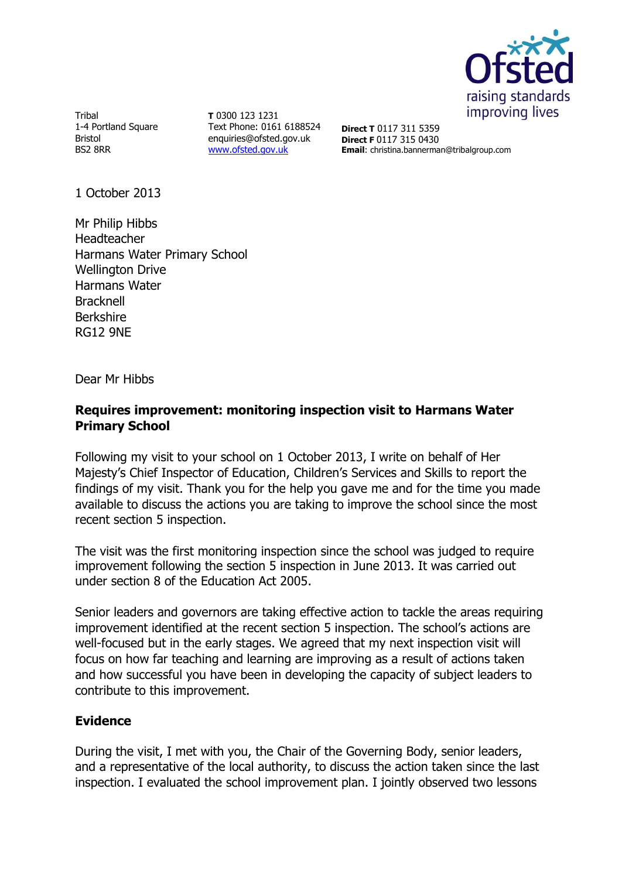Tribal
1-4 Portland Square
Bristol
BS2 8RR

**T** 0300 123 1231
Text Phone: 0161 6188524
enquiries@ofsted.gov.uk
www.ofsted.gov.uk

**Direct T** 0117 311 5359
**Direct F** 0117 315 0430
**Email**: christina.bannerman@tribalgroup.com

1 October 2013

Mr Philip Hibbs
Headteacher
Harmans Water Primary School
Wellington Drive
Harmans Water
Bracknell
Berkshire
RG12 9NE

Dear Mr Hibbs

**Requires improvement: monitoring inspection visit to Harmans Water Primary School**

Following my visit to your school on 1 October 2013, I write on behalf of Her Majesty's Chief Inspector of Education, Children's Services and Skills to report the findings of my visit. Thank you for the help you gave me and for the time you made available to discuss the actions you are taking to improve the school since the most recent section 5 inspection.

The visit was the first monitoring inspection since the school was judged to require improvement following the section 5 inspection in June 2013. It was carried out under section 8 of the Education Act 2005.

Senior leaders and governors are taking effective action to tackle the areas requiring improvement identified at the recent section 5 inspection. The school's actions are well-focused but in the early stages. We agreed that my next inspection visit will focus on how far teaching and learning are improving as a result of actions taken and how successful you have been in developing the capacity of subject leaders to contribute to this improvement.

## Evidence

During the visit, I met with you, the Chair of the Governing Body, senior leaders, and a representative of the local authority, to discuss the action taken since the last inspection. I evaluated the school improvement plan. I jointly observed two lessons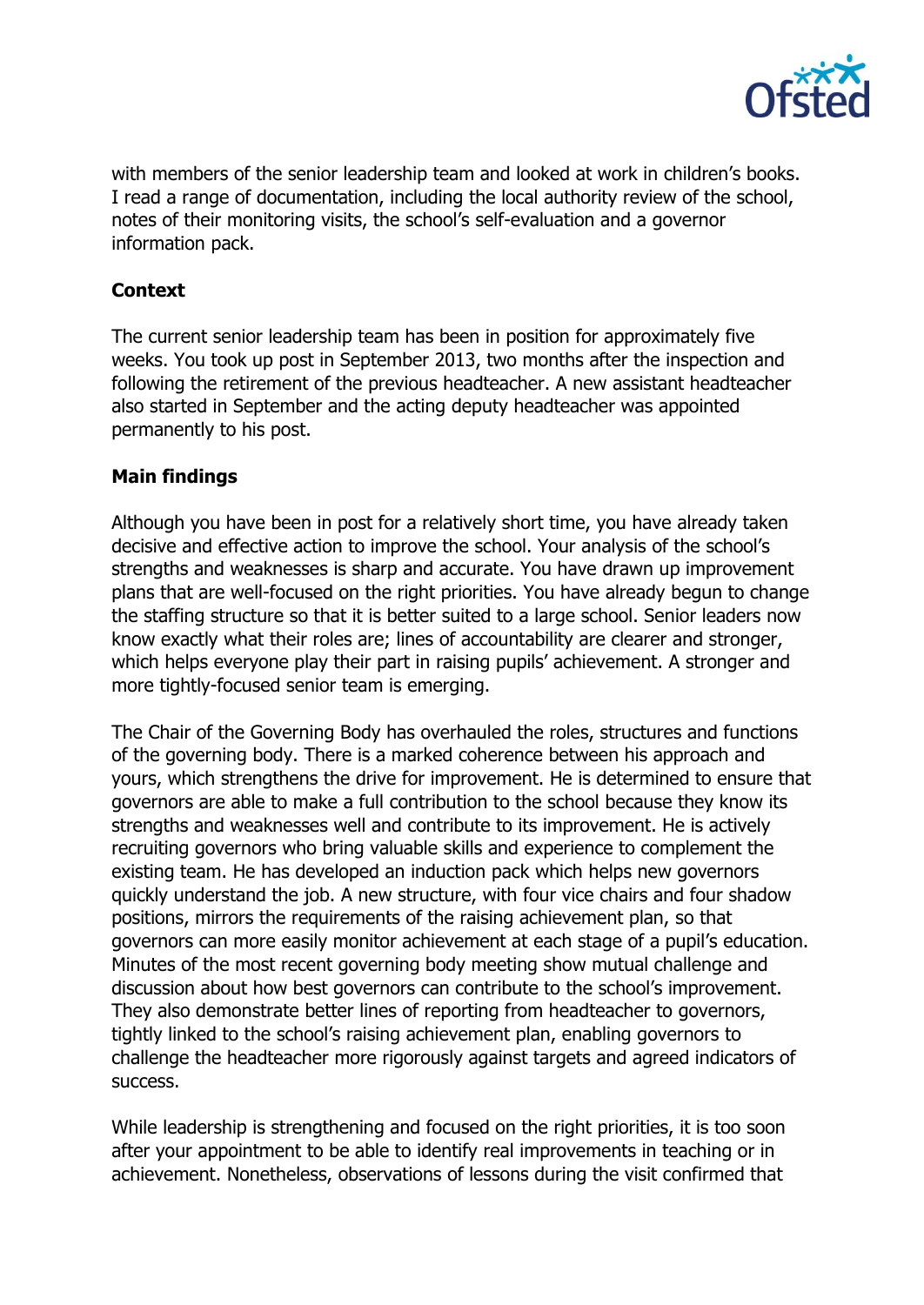with members of the senior leadership team and looked at work in children's books. I read a range of documentation, including the local authority review of the school, notes of their monitoring visits, the school's self-evaluation and a governor information pack.

**Context**

The current senior leadership team has been in position for approximately five weeks. You took up post in September 2013, two months after the inspection and following the retirement of the previous headteacher. A new assistant headteacher also started in September and the acting deputy headteacher was appointed permanently to his post.

**Main findings**

Although you have been in post for a relatively short time, you have already taken decisive and effective action to improve the school. Your analysis of the school's strengths and weaknesses is sharp and accurate. You have drawn up improvement plans that are well-focused on the right priorities. You have already begun to change the staffing structure so that it is better suited to a large school. Senior leaders now know exactly what their roles are; lines of accountability are clearer and stronger, which helps everyone play their part in raising pupils' achievement. A stronger and more tightly-focused senior team is emerging.

The Chair of the Governing Body has overhauled the roles, structures and functions of the governing body. There is a marked coherence between his approach and yours, which strengthens the drive for improvement. He is determined to ensure that governors are able to make a full contribution to the school because they know its strengths and weaknesses well and contribute to its improvement. He is actively recruiting governors who bring valuable skills and experience to complement the existing team. He has developed an induction pack which helps new governors quickly understand the job. A new structure, with four vice chairs and four shadow positions, mirrors the requirements of the raising achievement plan, so that governors can more easily monitor achievement at each stage of a pupil's education. Minutes of the most recent governing body meeting show mutual challenge and discussion about how best governors can contribute to the school's improvement. They also demonstrate better lines of reporting from headteacher to governors, tightly linked to the school's raising achievement plan, enabling governors to challenge the headteacher more rigorously against targets and agreed indicators of success.

While leadership is strengthening and focused on the right priorities, it is too soon after your appointment to be able to identify real improvements in teaching or in achievement. Nonetheless, observations of lessons during the visit confirmed that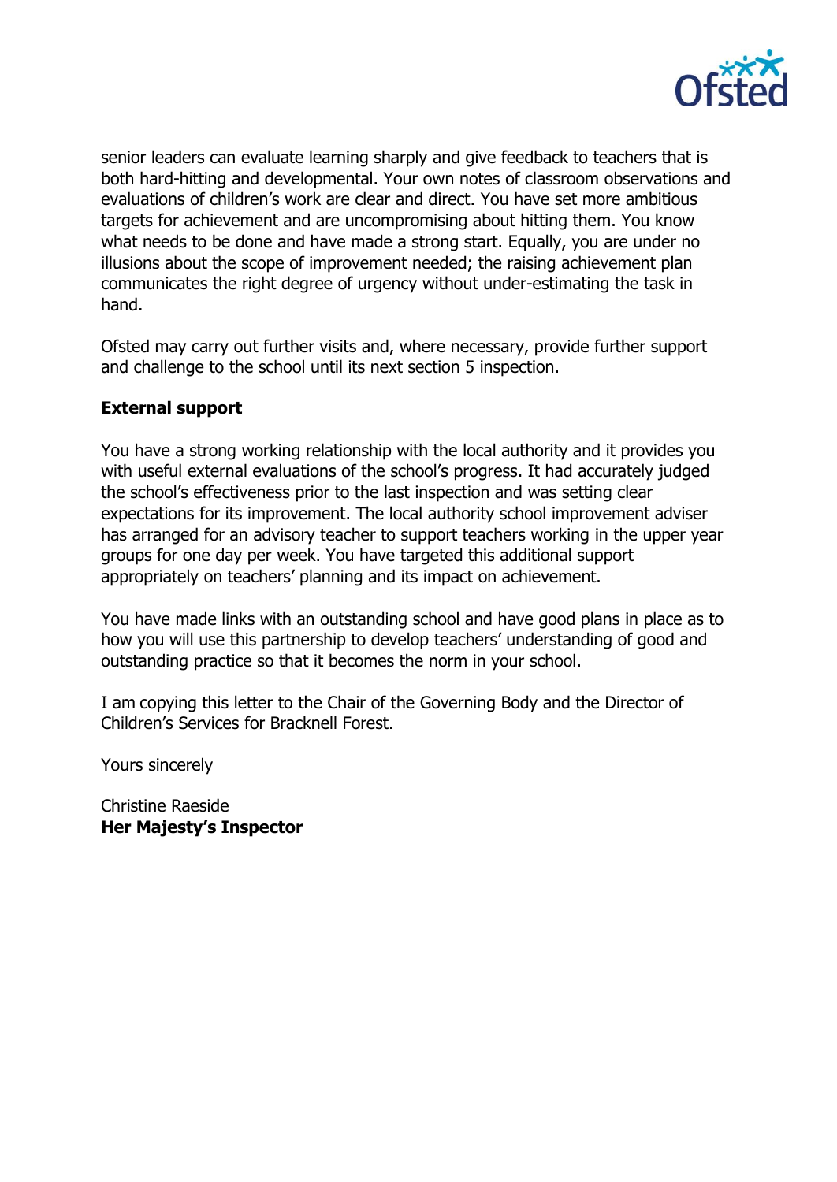senior leaders can evaluate learning sharply and give feedback to teachers that is both hard-hitting and developmental. Your own notes of classroom observations and evaluations of children's work are clear and direct. You have set more ambitious targets for achievement and are uncompromising about hitting them. You know what needs to be done and have made a strong start. Equally, you are under no illusions about the scope of improvement needed; the raising achievement plan communicates the right degree of urgency without under-estimating the task in hand.

Ofsted may carry out further visits and, where necessary, provide further support and challenge to the school until its next section 5 inspection.

**External support**

You have a strong working relationship with the local authority and it provides you with useful external evaluations of the school's progress. It had accurately judged the school's effectiveness prior to the last inspection and was setting clear expectations for its improvement. The local authority school improvement adviser has arranged for an advisory teacher to support teachers working in the upper year groups for one day per week. You have targeted this additional support appropriately on teachers' planning and its impact on achievement.

You have made links with an outstanding school and have good plans in place as to how you will use this partnership to develop teachers' understanding of good and outstanding practice so that it becomes the norm in your school.

I am copying this letter to the Chair of the Governing Body and the Director of Children's Services for Bracknell Forest.

Yours sincerely

Christine Raeside
**Her Majesty's Inspector**